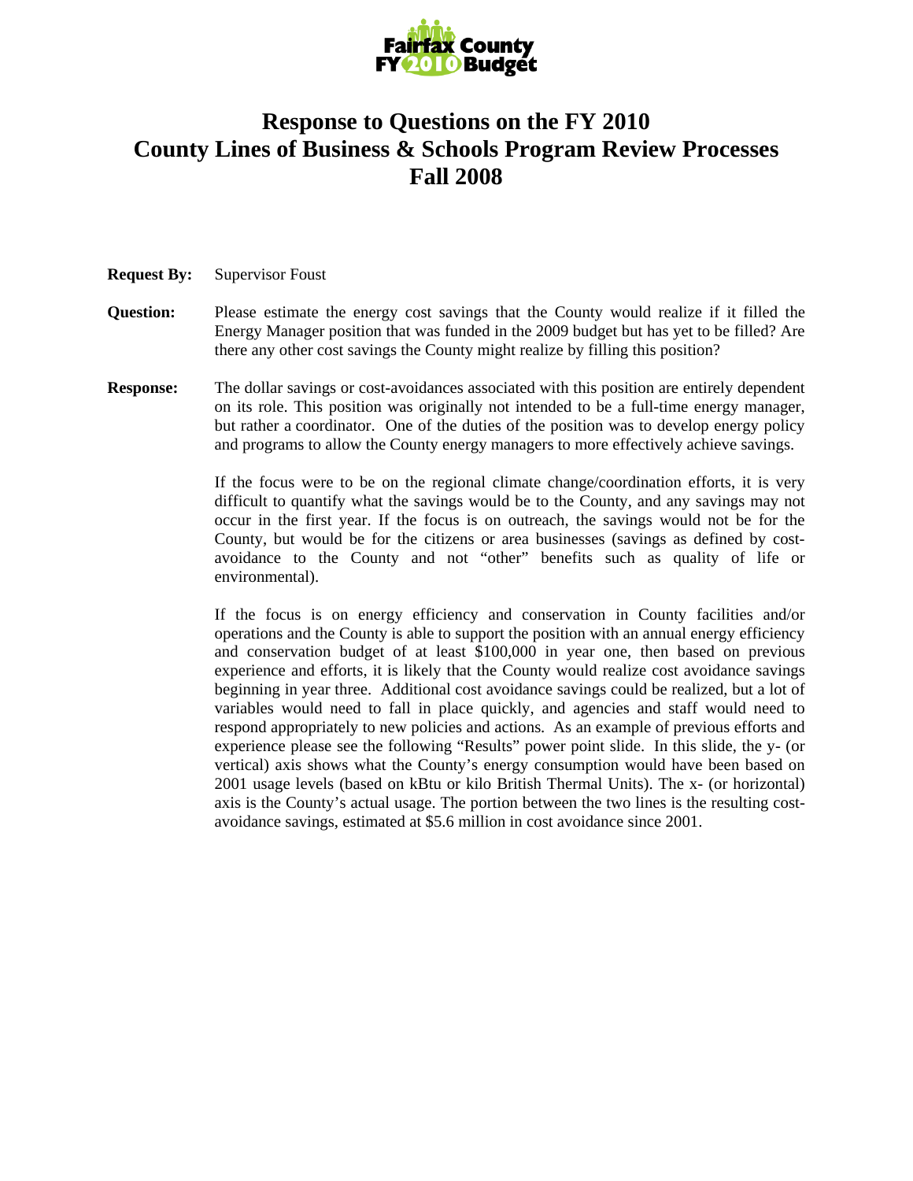# Response to Questions on the FY 2010 County Lines of Business & Schools Program Review Processes Fall 2008

**Request By:** Supervisor Foust

**Question:** Please estimate the energy cost savings that the County would realize if it filled the Energy Manager position that was funded in the 2009 budget but has yet to be filled? Are there any other cost savings the County might realize by filling this position?

**Response:** The dollar savings or cost-avoidances associated with this position are entirely dependent on its role. This position was originally not intended to be a full-time energy manager, but rather a coordinator. One of the duties of the position was to develop energy policy and programs to allow the County energy managers to more effectively achieve savings.

If the focus were to be on the regional climate change/coordination efforts, it is very difficult to quantify what the savings would be to the County, and any savings may not occur in the first year. If the focus is on outreach, the savings would not be for the County, but would be for the citizens or area businesses (savings as defined by cost-avoidance to the County and not "other" benefits such as quality of life or environmental).

If the focus is on energy efficiency and conservation in County facilities and/or operations and the County is able to support the position with an annual energy efficiency and conservation budget of at least $100,000 in year one, then based on previous experience and efforts, it is likely that the County would realize cost avoidance savings beginning in year three. Additional cost avoidance savings could be realized, but a lot of variables would need to fall in place quickly, and agencies and staff would need to respond appropriately to new policies and actions. As an example of previous efforts and experience please see the following "Results" power point slide. In this slide, the y- (or vertical) axis shows what the County's energy consumption would have been based on 2001 usage levels (based on kBtu or kilo British Thermal Units). The x- (or horizontal) axis is the County's actual usage. The portion between the two lines is the resulting cost-avoidance savings, estimated at $5.6 million in cost avoidance since 2001.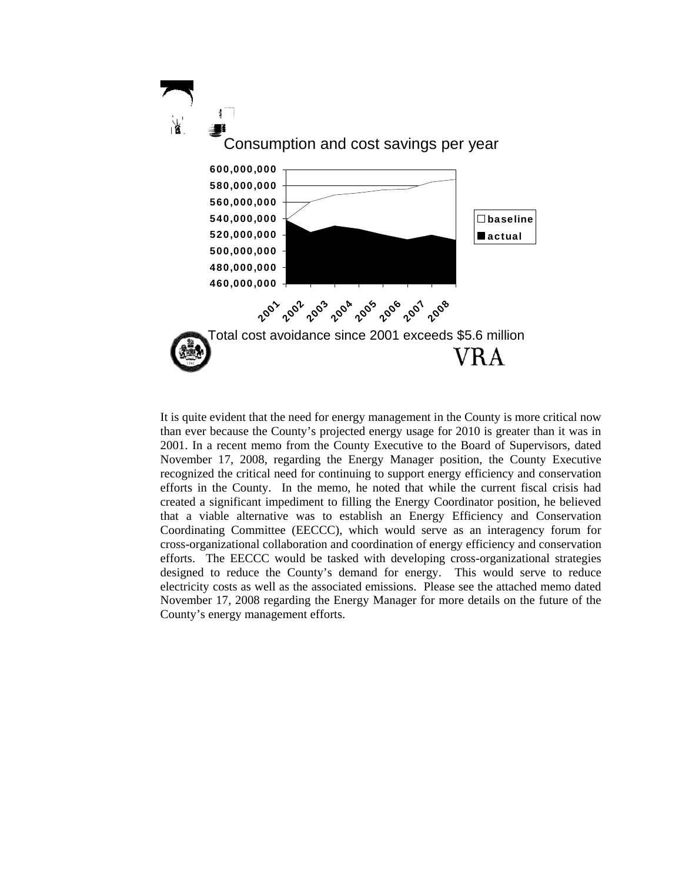Consumption and cost savings per year

Total cost avoidance since 2001 exceeds $5.6 million

VRA

It is quite evident that the need for energy management in the County is more critical now than ever because the County's projected energy usage for 2010 is greater than it was in 2001. In a recent memo from the County Executive to the Board of Supervisors, dated November 17, 2008, regarding the Energy Manager position, the County Executive recognized the critical need for continuing to support energy efficiency and conservation efforts in the County. In the memo, he noted that while the current fiscal crisis had created a significant impediment to filling the Energy Coordinator position, he believed that a viable alternative was to establish an Energy Efficiency and Conservation Coordinating Committee (EECCC), which would serve as an interagency forum for cross-organizational collaboration and coordination of energy efficiency and conservation efforts. The EECCC would be tasked with developing cross-organizational strategies designed to reduce the County's demand for energy. This would serve to reduce electricity costs as well as the associated emissions. Please see the attached memo dated November 17, 2008 regarding the Energy Manager for more details on the future of the County's energy management efforts.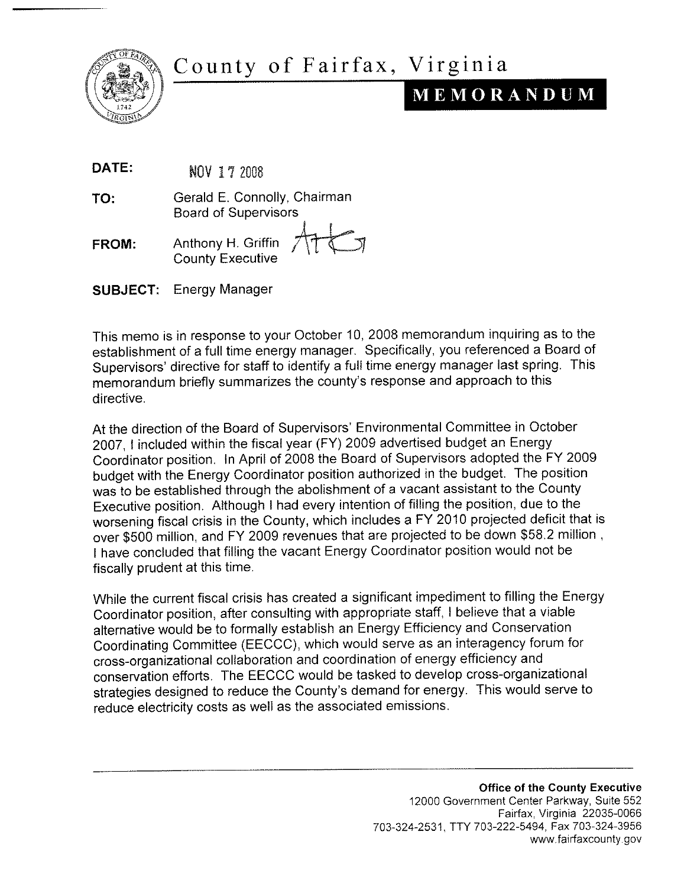# County of Fairfax, Virginia

## MEMORANDUM

**DATE:** NOV 17 2008

**TO:** Gerald E. Connolly, Chairman
Board of Supervisors

**FROM:** Anthony H. Griffin
County Executive

**SUBJECT:** Energy Manager

This memo is in response to your October 10, 2008 memorandum inquiring as to the establishment of a full time energy manager. Specifically, you referenced a Board of Supervisors' directive for staff to identify a full time energy manager last spring. This memorandum briefly summarizes the county's response and approach to this directive.

At the direction of the Board of Supervisors' Environmental Committee in October 2007, I included within the fiscal year (FY) 2009 advertised budget an Energy Coordinator position. In April of 2008 the Board of Supervisors adopted the FY 2009 budget with the Energy Coordinator position authorized in the budget. The position was to be established through the abolishment of a vacant assistant to the County Executive position. Although I had every intention of filling the position, due to the worsening fiscal crisis in the County, which includes a FY 2010 projected deficit that is over $500 million, and FY 2009 revenues that are projected to be down $58.2 million , I have concluded that filling the vacant Energy Coordinator position would not be fiscally prudent at this time.

While the current fiscal crisis has created a significant impediment to filling the Energy Coordinator position, after consulting with appropriate staff, I believe that a viable alternative would be to formally establish an Energy Efficiency and Conservation Coordinating Committee (EECCC), which would serve as an interagency forum for cross-organizational collaboration and coordination of energy efficiency and conservation efforts. The EECCC would be tasked to develop cross-organizational strategies designed to reduce the County's demand for energy. This would serve to reduce electricity costs as well as the associated emissions.

**Office of the County Executive**
12000 Government Center Parkway, Suite 552
Fairfax, Virginia 22035-0066
703-324-2531, TTY 703-222-5494, Fax 703-324-3956
www.fairfaxcounty.gov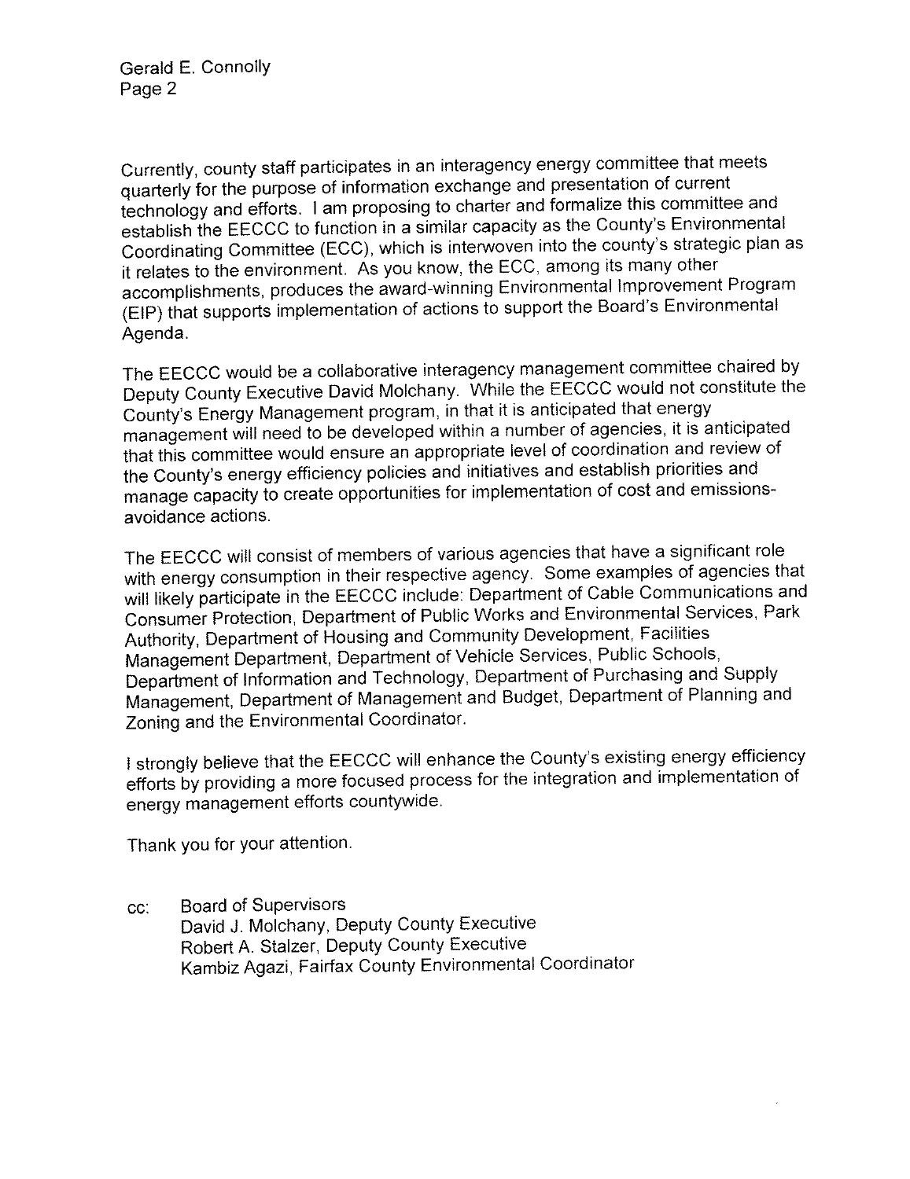Currently, county staff participates in an interagency energy committee that meets quarterly for the purpose of information exchange and presentation of current technology and efforts. I am proposing to charter and formalize this committee and establish the EECCC to function in a similar capacity as the County's Environmental Coordinating Committee (ECC), which is interwoven into the county's strategic plan as it relates to the environment. As you know, the ECC, among its many other accomplishments, produces the award-winning Environmental Improvement Program (EIP) that supports implementation of actions to support the Board's Environmental Agenda.

The EECCC would be a collaborative interagency management committee chaired by Deputy County Executive David Molchany. While the EECCC would not constitute the County's Energy Management program, in that it is anticipated that energy management will need to be developed within a number of agencies, it is anticipated that this committee would ensure an appropriate level of coordination and review of the County's energy efficiency policies and initiatives and establish priorities and manage capacity to create opportunities for implementation of cost and emissions-avoidance actions.

The EECCC will consist of members of various agencies that have a significant role with energy consumption in their respective agency. Some examples of agencies that will likely participate in the EECCC include: Department of Cable Communications and Consumer Protection, Department of Public Works and Environmental Services, Park Authority, Department of Housing and Community Development, Facilities Management Department, Department of Vehicle Services, Public Schools, Department of Information and Technology, Department of Purchasing and Supply Management, Department of Management and Budget, Department of Planning and Zoning and the Environmental Coordinator.

I strongly believe that the EECCC will enhance the County's existing energy efficiency efforts by providing a more focused process for the integration and implementation of energy management efforts countywide.

Thank you for your attention.

cc: Board of Supervisors
David J. Molchany, Deputy County Executive
Robert A. Stalzer, Deputy County Executive
Kambiz Agazi, Fairfax County Environmental Coordinator